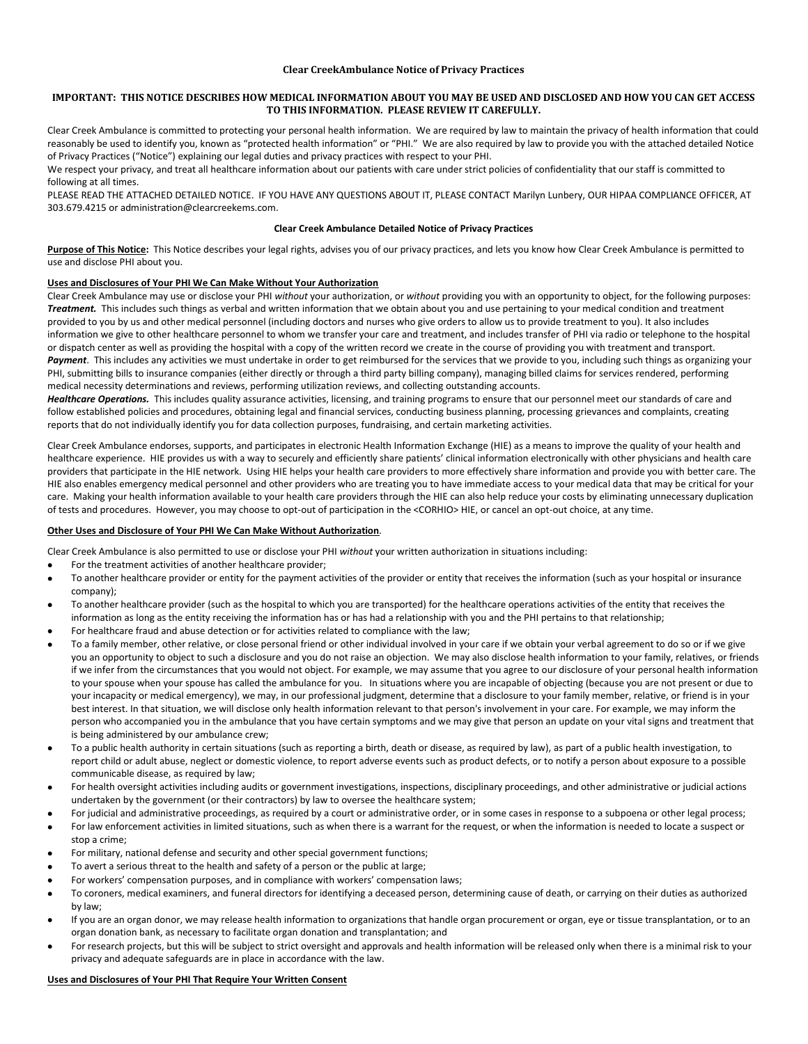# Clear CreekAmbulance Notice of Privacy Practices

**IMPORTANT: THIS NOTICE DESCRIBES HOW MEDICAL INFORMATION ABOUT YOU MAY BE USED AND DISCLOSED AND HOW YOU CAN GET ACCESS TO THIS INFORMATION. PLEASE REVIEW IT CAREFULLY.**

Clear Creek Ambulance is committed to protecting your personal health information. We are required by law to maintain the privacy of health information that could reasonably be used to identify you, known as "protected health information" or "PHI." We are also required by law to provide you with the attached detailed Notice of Privacy Practices ("Notice") explaining our legal duties and privacy practices with respect to your PHI.

We respect your privacy, and treat all healthcare information about our patients with care under strict policies of confidentiality that our staff is committed to following at all times.

PLEASE READ THE ATTACHED DETAILED NOTICE. IF YOU HAVE ANY QUESTIONS ABOUT IT, PLEASE CONTACT Marilyn Lunbery, OUR HIPAA COMPLIANCE OFFICER, AT 303.679.4215 or administration@clearcreekems.com.

## Clear Creek Ambulance Detailed Notice of Privacy Practices

**Purpose of This Notice:** This Notice describes your legal rights, advises you of our privacy practices, and lets you know how Clear Creek Ambulance is permitted to use and disclose PHI about you.

### Uses and Disclosures of Your PHI We Can Make Without Your Authorization

Clear Creek Ambulance may use or disclose your PHI *without* your authorization, or *without* providing you with an opportunity to object, for the following purposes:

***Treatment.*** This includes such things as verbal and written information that we obtain about you and use pertaining to your medical condition and treatment provided to you by us and other medical personnel (including doctors and nurses who give orders to allow us to provide treatment to you). It also includes information we give to other healthcare personnel to whom we transfer your care and treatment, and includes transfer of PHI via radio or telephone to the hospital or dispatch center as well as providing the hospital with a copy of the written record we create in the course of providing you with treatment and transport.

***Payment***. This includes any activities we must undertake in order to get reimbursed for the services that we provide to you, including such things as organizing your PHI, submitting bills to insurance companies (either directly or through a third party billing company), managing billed claims for services rendered, performing medical necessity determinations and reviews, performing utilization reviews, and collecting outstanding accounts.

***Healthcare Operations.*** This includes quality assurance activities, licensing, and training programs to ensure that our personnel meet our standards of care and follow established policies and procedures, obtaining legal and financial services, conducting business planning, processing grievances and complaints, creating reports that do not individually identify you for data collection purposes, fundraising, and certain marketing activities.

Clear Creek Ambulance endorses, supports, and participates in electronic Health Information Exchange (HIE) as a means to improve the quality of your health and healthcare experience. HIE provides us with a way to securely and efficiently share patients' clinical information electronically with other physicians and health care providers that participate in the HIE network. Using HIE helps your health care providers to more effectively share information and provide you with better care. The HIE also enables emergency medical personnel and other providers who are treating you to have immediate access to your medical data that may be critical for your care. Making your health information available to your health care providers through the HIE can also help reduce your costs by eliminating unnecessary duplication of tests and procedures. However, you may choose to opt-out of participation in the <CORHIO> HIE, or cancel an opt-out choice, at any time.

### Other Uses and Disclosure of Your PHI We Can Make Without Authorization.

Clear Creek Ambulance is also permitted to use or disclose your PHI *without* your written authorization in situations including:

- For the treatment activities of another healthcare provider;
- To another healthcare provider or entity for the payment activities of the provider or entity that receives the information (such as your hospital or insurance company);
- To another healthcare provider (such as the hospital to which you are transported) for the healthcare operations activities of the entity that receives the information as long as the entity receiving the information has or has had a relationship with you and the PHI pertains to that relationship;
- For healthcare fraud and abuse detection or for activities related to compliance with the law;
- To a family member, other relative, or close personal friend or other individual involved in your care if we obtain your verbal agreement to do so or if we give you an opportunity to object to such a disclosure and you do not raise an objection. We may also disclose health information to your family, relatives, or friends if we infer from the circumstances that you would not object. For example, we may assume that you agree to our disclosure of your personal health information to your spouse when your spouse has called the ambulance for you. In situations where you are incapable of objecting (because you are not present or due to your incapacity or medical emergency), we may, in our professional judgment, determine that a disclosure to your family member, relative, or friend is in your best interest. In that situation, we will disclose only health information relevant to that person's involvement in your care. For example, we may inform the person who accompanied you in the ambulance that you have certain symptoms and we may give that person an update on your vital signs and treatment that is being administered by our ambulance crew;
- To a public health authority in certain situations (such as reporting a birth, death or disease, as required by law), as part of a public health investigation, to report child or adult abuse, neglect or domestic violence, to report adverse events such as product defects, or to notify a person about exposure to a possible communicable disease, as required by law;
- For health oversight activities including audits or government investigations, inspections, disciplinary proceedings, and other administrative or judicial actions undertaken by the government (or their contractors) by law to oversee the healthcare system;
- For judicial and administrative proceedings, as required by a court or administrative order, or in some cases in response to a subpoena or other legal process;
- For law enforcement activities in limited situations, such as when there is a warrant for the request, or when the information is needed to locate a suspect or stop a crime;
- For military, national defense and security and other special government functions;
- To avert a serious threat to the health and safety of a person or the public at large;
- For workers' compensation purposes, and in compliance with workers' compensation laws;
- To coroners, medical examiners, and funeral directors for identifying a deceased person, determining cause of death, or carrying on their duties as authorized by law;
- If you are an organ donor, we may release health information to organizations that handle organ procurement or organ, eye or tissue transplantation, or to an organ donation bank, as necessary to facilitate organ donation and transplantation; and
- For research projects, but this will be subject to strict oversight and approvals and health information will be released only when there is a minimal risk to your privacy and adequate safeguards are in place in accordance with the law.

### Uses and Disclosures of Your PHI That Require Your Written Consent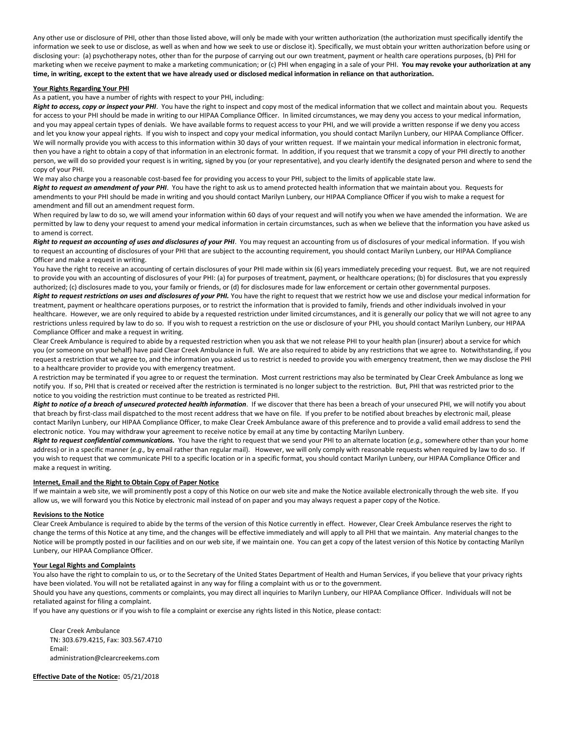Any other use or disclosure of PHI, other than those listed above, will only be made with your written authorization (the authorization must specifically identify the information we seek to use or disclose, as well as when and how we seek to use or disclose it). Specifically, we must obtain your written authorization before using or disclosing your: (a) psychotherapy notes, other than for the purpose of carrying out our own treatment, payment or health care operations purposes, (b) PHI for marketing when we receive payment to make a marketing communication; or (c) PHI when engaging in a sale of your PHI. **You may revoke your authorization at any time, in writing, except to the extent that we have already used or disclosed medical information in reliance on that authorization.**

**Your Rights Regarding Your PHI**

As a patient, you have a number of rights with respect to your PHI, including:

***Right to access, copy or inspect your PHI***. You have the right to inspect and copy most of the medical information that we collect and maintain about you. Requests for access to your PHI should be made in writing to our HIPAA Compliance Officer. In limited circumstances, we may deny you access to your medical information, and you may appeal certain types of denials. We have available forms to request access to your PHI, and we will provide a written response if we deny you access and let you know your appeal rights. If you wish to inspect and copy your medical information, you should contact Marilyn Lunbery, our HIPAA Compliance Officer. We will normally provide you with access to this information within 30 days of your written request. If we maintain your medical information in electronic format, then you have a right to obtain a copy of that information in an electronic format. In addition, if you request that we transmit a copy of your PHI directly to another person, we will do so provided your request is in writing, signed by you (or your representative), and you clearly identify the designated person and where to send the copy of your PHI.

We may also charge you a reasonable cost-based fee for providing you access to your PHI, subject to the limits of applicable state law.

***Right to request an amendment of your PHI***. You have the right to ask us to amend protected health information that we maintain about you. Requests for amendments to your PHI should be made in writing and you should contact Marilyn Lunbery, our HIPAA Compliance Officer if you wish to make a request for amendment and fill out an amendment request form.

When required by law to do so, we will amend your information within 60 days of your request and will notify you when we have amended the information. We are permitted by law to deny your request to amend your medical information in certain circumstances, such as when we believe that the information you have asked us to amend is correct.

***Right to request an accounting of uses and disclosures of your PHI***. You may request an accounting from us of disclosures of your medical information. If you wish to request an accounting of disclosures of your PHI that are subject to the accounting requirement, you should contact Marilyn Lunbery, our HIPAA Compliance Officer and make a request in writing.

You have the right to receive an accounting of certain disclosures of your PHI made within six (6) years immediately preceding your request. But, we are not required to provide you with an accounting of disclosures of your PHI: (a) for purposes of treatment, payment, or healthcare operations; (b) for disclosures that you expressly authorized; (c) disclosures made to you, your family or friends, or (d) for disclosures made for law enforcement or certain other governmental purposes.

***Right to request restrictions on uses and disclosures of your PHI.*** You have the right to request that we restrict how we use and disclose your medical information for treatment, payment or healthcare operations purposes, or to restrict the information that is provided to family, friends and other individuals involved in your healthcare. However, we are only required to abide by a requested restriction under limited circumstances, and it is generally our policy that we will not agree to any restrictions unless required by law to do so. If you wish to request a restriction on the use or disclosure of your PHI, you should contact Marilyn Lunbery, our HIPAA Compliance Officer and make a request in writing.

Clear Creek Ambulance is required to abide by a requested restriction when you ask that we not release PHI to your health plan (insurer) about a service for which you (or someone on your behalf) have paid Clear Creek Ambulance in full. We are also required to abide by any restrictions that we agree to. Notwithstanding, if you request a restriction that we agree to, and the information you asked us to restrict is needed to provide you with emergency treatment, then we may disclose the PHI to a healthcare provider to provide you with emergency treatment.

A restriction may be terminated if you agree to or request the termination. Most current restrictions may also be terminated by Clear Creek Ambulance as long we notify you. If so, PHI that is created or received after the restriction is terminated is no longer subject to the restriction. But, PHI that was restricted prior to the notice to you voiding the restriction must continue to be treated as restricted PHI.

***Right to notice of a breach of unsecured protected health information***. If we discover that there has been a breach of your unsecured PHI, we will notify you about that breach by first-class mail dispatched to the most recent address that we have on file. If you prefer to be notified about breaches by electronic mail, please contact Marilyn Lunbery, our HIPAA Compliance Officer, to make Clear Creek Ambulance aware of this preference and to provide a valid email address to send the electronic notice. You may withdraw your agreement to receive notice by email at any time by contacting Marilyn Lunbery.

***Right to request confidential communications.*** You have the right to request that we send your PHI to an alternate location (*e.g.,* somewhere other than your home address) or in a specific manner (*e.g.,* by email rather than regular mail). However, we will only comply with reasonable requests when required by law to do so. If you wish to request that we communicate PHI to a specific location or in a specific format, you should contact Marilyn Lunbery, our HIPAA Compliance Officer and make a request in writing.

**Internet, Email and the Right to Obtain Copy of Paper Notice**

If we maintain a web site, we will prominently post a copy of this Notice on our web site and make the Notice available electronically through the web site. If you allow us, we will forward you this Notice by electronic mail instead of on paper and you may always request a paper copy of the Notice.

**Revisions to the Notice**

Clear Creek Ambulance is required to abide by the terms of the version of this Notice currently in effect. However, Clear Creek Ambulance reserves the right to change the terms of this Notice at any time, and the changes will be effective immediately and will apply to all PHI that we maintain. Any material changes to the Notice will be promptly posted in our facilities and on our web site, if we maintain one. You can get a copy of the latest version of this Notice by contacting Marilyn Lunbery, our HIPAA Compliance Officer.

**Your Legal Rights and Complaints**

You also have the right to complain to us, or to the Secretary of the United States Department of Health and Human Services, if you believe that your privacy rights have been violated. You will not be retaliated against in any way for filing a complaint with us or to the government.

Should you have any questions, comments or complaints, you may direct all inquiries to Marilyn Lunbery, our HIPAA Compliance Officer. Individuals will not be retaliated against for filing a complaint.

If you have any questions or if you wish to file a complaint or exercise any rights listed in this Notice, please contact:

Clear Creek Ambulance
TN: 303.679.4215, Fax: 303.567.4710
Email:
administration@clearcreekems.com

**Effective Date of the Notice:** 05/21/2018